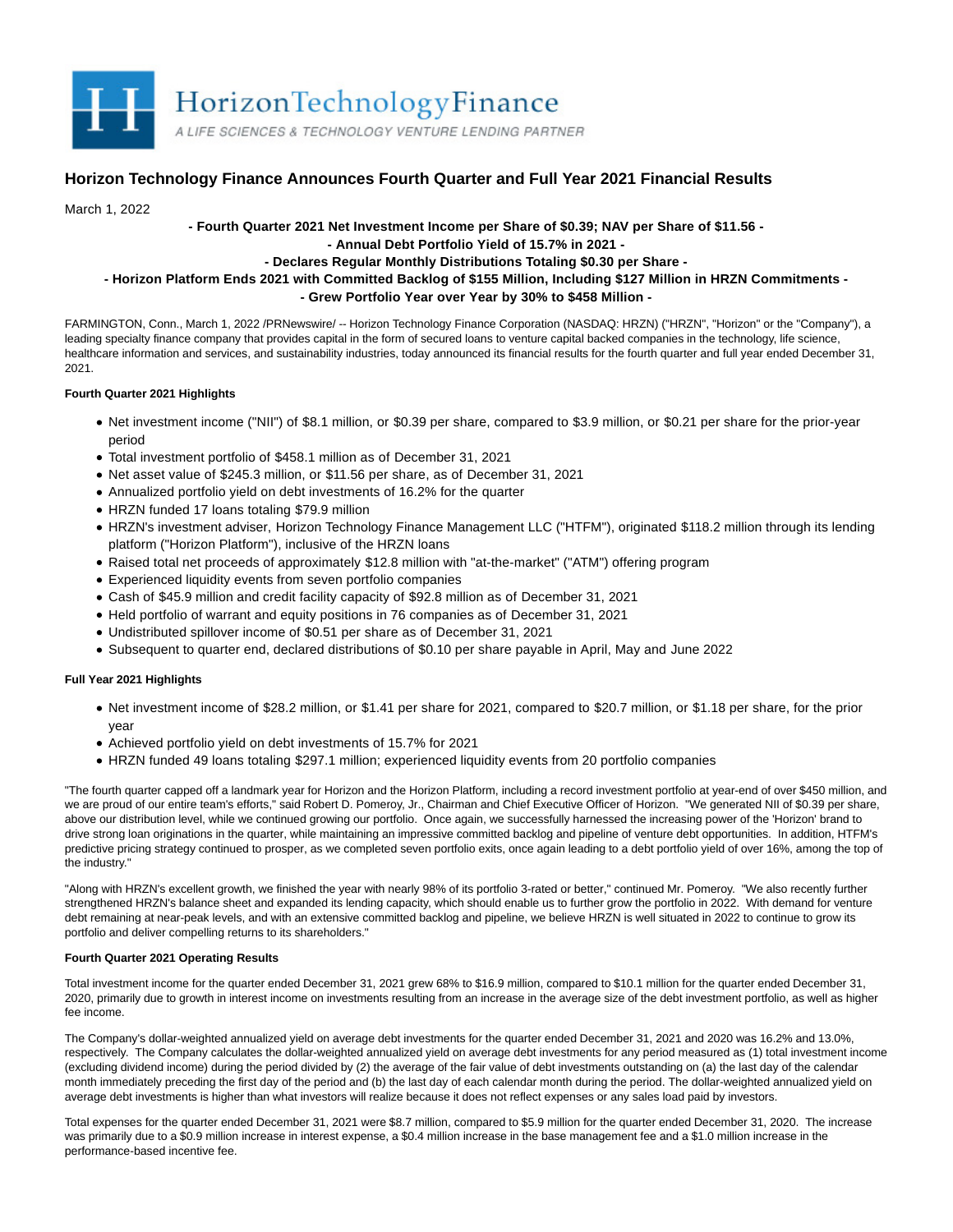HorizonTechnologyFinance

A LIFE SCIENCES & TECHNOLOGY VENTURE LENDING PARTNER

# Horizon Technology Finance Announces Fourth Quarter and Full Year 2021 Financial Results

March 1, 2022

**- Fourth Quarter 2021 Net Investment Income per Share of $0.39; NAV per Share of $11.56 -**
**- Annual Debt Portfolio Yield of 15.7% in 2021 -**
**- Declares Regular Monthly Distributions Totaling $0.30 per Share -**
**- Horizon Platform Ends 2021 with Committed Backlog of $155 Million, Including $127 Million in HRZN Commitments -**
**- Grew Portfolio Year over Year by 30% to $458 Million -**

FARMINGTON, Conn., March 1, 2022 /PRNewswire/ -- Horizon Technology Finance Corporation (NASDAQ: HRZN) ("HRZN", "Horizon" or the "Company"), a leading specialty finance company that provides capital in the form of secured loans to venture capital backed companies in the technology, life science, healthcare information and services, and sustainability industries, today announced its financial results for the fourth quarter and full year ended December 31, 2021.

**Fourth Quarter 2021 Highlights**

- Net investment income ("NII") of $8.1 million, or $0.39 per share, compared to $3.9 million, or $0.21 per share for the prior-year period
- Total investment portfolio of $458.1 million as of December 31, 2021
- Net asset value of $245.3 million, or $11.56 per share, as of December 31, 2021
- Annualized portfolio yield on debt investments of 16.2% for the quarter
- HRZN funded 17 loans totaling $79.9 million
- HRZN's investment adviser, Horizon Technology Finance Management LLC ("HTFM"), originated $118.2 million through its lending platform ("Horizon Platform"), inclusive of the HRZN loans
- Raised total net proceeds of approximately $12.8 million with "at-the-market" ("ATM") offering program
- Experienced liquidity events from seven portfolio companies
- Cash of $45.9 million and credit facility capacity of $92.8 million as of December 31, 2021
- Held portfolio of warrant and equity positions in 76 companies as of December 31, 2021
- Undistributed spillover income of $0.51 per share as of December 31, 2021
- Subsequent to quarter end, declared distributions of $0.10 per share payable in April, May and June 2022

**Full Year 2021 Highlights**

- Net investment income of $28.2 million, or $1.41 per share for 2021, compared to $20.7 million, or $1.18 per share, for the prior year
- Achieved portfolio yield on debt investments of 15.7% for 2021
- HRZN funded 49 loans totaling $297.1 million; experienced liquidity events from 20 portfolio companies

"The fourth quarter capped off a landmark year for Horizon and the Horizon Platform, including a record investment portfolio at year-end of over $450 million, and we are proud of our entire team's efforts," said Robert D. Pomeroy, Jr., Chairman and Chief Executive Officer of Horizon. "We generated NII of $0.39 per share, above our distribution level, while we continued growing our portfolio. Once again, we successfully harnessed the increasing power of the 'Horizon' brand to drive strong loan originations in the quarter, while maintaining an impressive committed backlog and pipeline of venture debt opportunities. In addition, HTFM's predictive pricing strategy continued to prosper, as we completed seven portfolio exits, once again leading to a debt portfolio yield of over 16%, among the top of the industry."

"Along with HRZN's excellent growth, we finished the year with nearly 98% of its portfolio 3-rated or better," continued Mr. Pomeroy. "We also recently further strengthened HRZN's balance sheet and expanded its lending capacity, which should enable us to further grow the portfolio in 2022. With demand for venture debt remaining at near-peak levels, and with an extensive committed backlog and pipeline, we believe HRZN is well situated in 2022 to continue to grow its portfolio and deliver compelling returns to its shareholders."

**Fourth Quarter 2021 Operating Results**

Total investment income for the quarter ended December 31, 2021 grew 68% to $16.9 million, compared to $10.1 million for the quarter ended December 31, 2020, primarily due to growth in interest income on investments resulting from an increase in the average size of the debt investment portfolio, as well as higher fee income.

The Company's dollar-weighted annualized yield on average debt investments for the quarter ended December 31, 2021 and 2020 was 16.2% and 13.0%, respectively. The Company calculates the dollar-weighted annualized yield on average debt investments for any period measured as (1) total investment income (excluding dividend income) during the period divided by (2) the average of the fair value of debt investments outstanding on (a) the last day of the calendar month immediately preceding the first day of the period and (b) the last day of each calendar month during the period. The dollar-weighted annualized yield on average debt investments is higher than what investors will realize because it does not reflect expenses or any sales load paid by investors.

Total expenses for the quarter ended December 31, 2021 were $8.7 million, compared to $5.9 million for the quarter ended December 31, 2020. The increase was primarily due to a $0.9 million increase in interest expense, a $0.4 million increase in the base management fee and a $1.0 million increase in the performance-based incentive fee.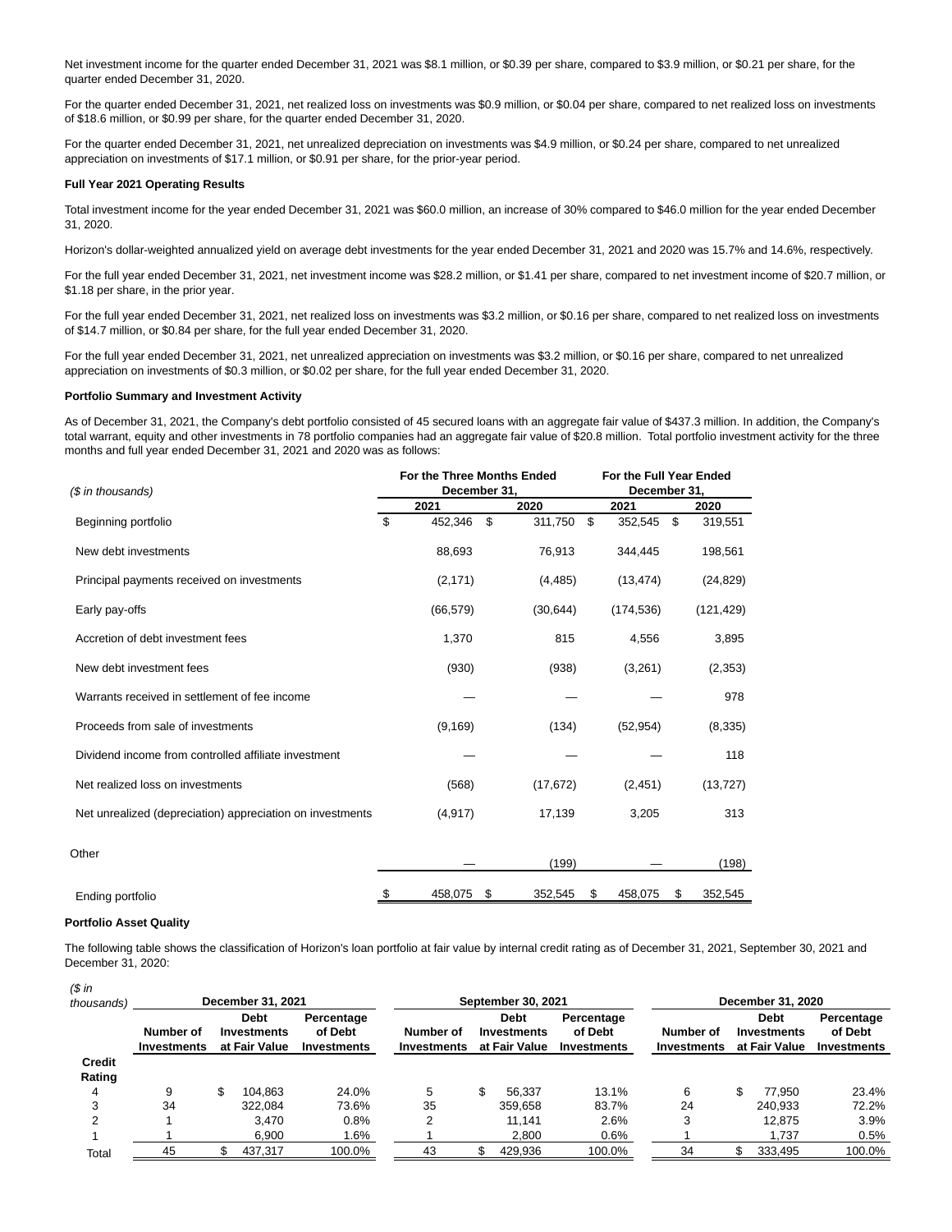Net investment income for the quarter ended December 31, 2021 was $8.1 million, or $0.39 per share, compared to $3.9 million, or $0.21 per share, for the quarter ended December 31, 2020.

For the quarter ended December 31, 2021, net realized loss on investments was $0.9 million, or $0.04 per share, compared to net realized loss on investments of $18.6 million, or $0.99 per share, for the quarter ended December 31, 2020.

For the quarter ended December 31, 2021, net unrealized depreciation on investments was $4.9 million, or $0.24 per share, compared to net unrealized appreciation on investments of $17.1 million, or $0.91 per share, for the prior-year period.

**Full Year 2021 Operating Results**

Total investment income for the year ended December 31, 2021 was $60.0 million, an increase of 30% compared to $46.0 million for the year ended December 31, 2020.

Horizon's dollar-weighted annualized yield on average debt investments for the year ended December 31, 2021 and 2020 was 15.7% and 14.6%, respectively.

For the full year ended December 31, 2021, net investment income was $28.2 million, or $1.41 per share, compared to net investment income of $20.7 million, or $1.18 per share, in the prior year.

For the full year ended December 31, 2021, net realized loss on investments was $3.2 million, or $0.16 per share, compared to net realized loss on investments of $14.7 million, or $0.84 per share, for the full year ended December 31, 2020.

For the full year ended December 31, 2021, net unrealized appreciation on investments was $3.2 million, or $0.16 per share, compared to net unrealized appreciation on investments of $0.3 million, or $0.02 per share, for the full year ended December 31, 2020.

**Portfolio Summary and Investment Activity**

As of December 31, 2021, the Company's debt portfolio consisted of 45 secured loans with an aggregate fair value of $437.3 million. In addition, the Company's total warrant, equity and other investments in 78 portfolio companies had an aggregate fair value of $20.8 million. Total portfolio investment activity for the three months and full year ended December 31, 2021 and 2020 was as follows:

| *($ in thousands)* | For the Three Months Ended December 31, | | For the Full Year Ended December 31, | |
|---|---|---|---|---|
| | 2021 | 2020 | 2021 | 2020 |
| Beginning portfolio | $ 452,346 | $ 311,750 | $ 352,545 | $ 319,551 |
| New debt investments | 88,693 | 76,913 | 344,445 | 198,561 |
| Principal payments received on investments | (2,171) | (4,485) | (13,474) | (24,829) |
| Early pay-offs | (66,579) | (30,644) | (174,536) | (121,429) |
| Accretion of debt investment fees | 1,370 | 815 | 4,556 | 3,895 |
| New debt investment fees | (930) | (938) | (3,261) | (2,353) |
| Warrants received in settlement of fee income | — | — | — | 978 |
| Proceeds from sale of investments | (9,169) | (134) | (52,954) | (8,335) |
| Dividend income from controlled affiliate investment | — | — | — | 118 |
| Net realized loss on investments | (568) | (17,672) | (2,451) | (13,727) |
| Net unrealized (depreciation) appreciation on investments | (4,917) | 17,139 | 3,205 | 313 |
| Other | — | (199) | — | (198) |
| Ending portfolio | $ 458,075 | $ 352,545 | $ 458,075 | $ 352,545 |

**Portfolio Asset Quality**

The following table shows the classification of Horizon's loan portfolio at fair value by internal credit rating as of December 31, 2021, September 30, 2021 and December 31, 2020:

| *($ in thousands)* | December 31, 2021 | | | September 30, 2021 | | | December 31, 2020 | | |
|---|---|---|---|---|---|---|---|---|---|
| | Number of Investments | Debt Investments at Fair Value | Percentage of Debt Investments | Number of Investments | Debt Investments at Fair Value | Percentage of Debt Investments | Number of Investments | Debt Investments at Fair Value | Percentage of Debt Investments |
| **Credit Rating** | | | | | | | | | |
| 4 | 9 | $ 104,863 | 24.0% | 5 | $ 56,337 | 13.1% | 6 | $ 77,950 | 23.4% |
| 3 | 34 | 322,084 | 73.6% | 35 | 359,658 | 83.7% | 24 | 240,933 | 72.2% |
| 2 | 1 | 3,470 | 0.8% | 2 | 11,141 | 2.6% | 3 | 12,875 | 3.9% |
| 1 | 1 | 6,900 | 1.6% | 1 | 2,800 | 0.6% | 1 | 1,737 | 0.5% |
| Total | 45 | $ 437,317 | 100.0% | 43 | $ 429,936 | 100.0% | 34 | $ 333,495 | 100.0% |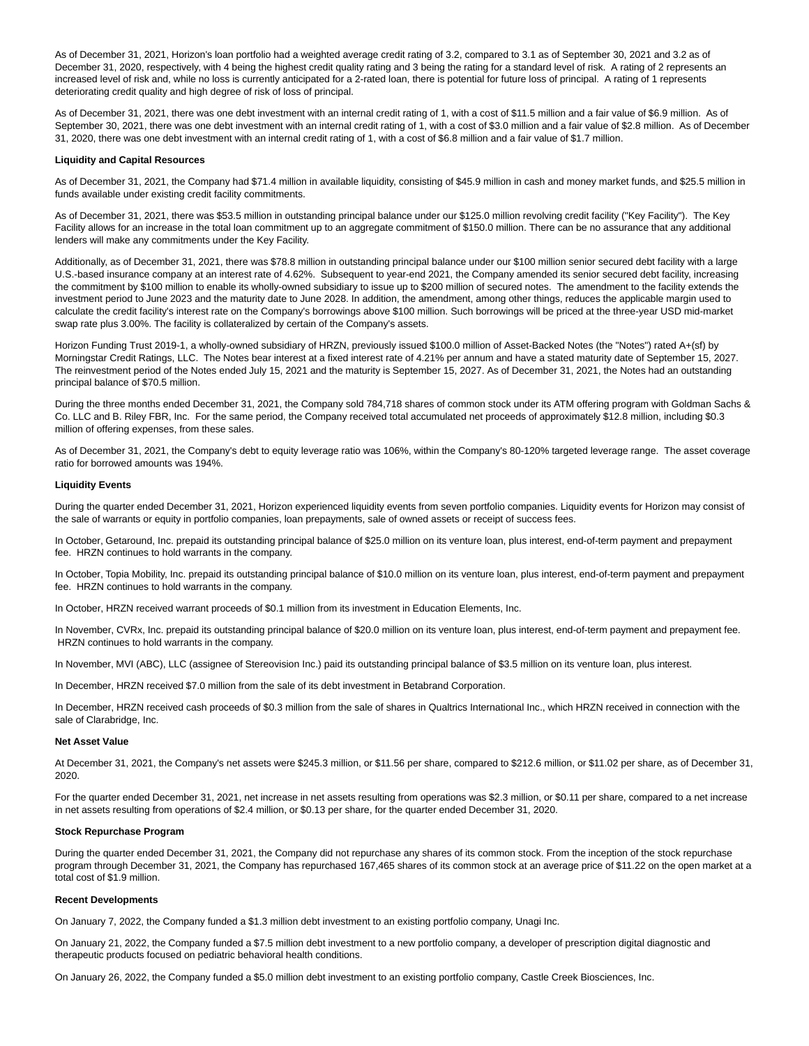As of December 31, 2021, Horizon's loan portfolio had a weighted average credit rating of 3.2, compared to 3.1 as of September 30, 2021 and 3.2 as of December 31, 2020, respectively, with 4 being the highest credit quality rating and 3 being the rating for a standard level of risk. A rating of 2 represents an increased level of risk and, while no loss is currently anticipated for a 2-rated loan, there is potential for future loss of principal. A rating of 1 represents deteriorating credit quality and high degree of risk of loss of principal.

As of December 31, 2021, there was one debt investment with an internal credit rating of 1, with a cost of $11.5 million and a fair value of $6.9 million. As of September 30, 2021, there was one debt investment with an internal credit rating of 1, with a cost of $3.0 million and a fair value of $2.8 million. As of December 31, 2020, there was one debt investment with an internal credit rating of 1, with a cost of $6.8 million and a fair value of $1.7 million.

**Liquidity and Capital Resources**

As of December 31, 2021, the Company had $71.4 million in available liquidity, consisting of $45.9 million in cash and money market funds, and $25.5 million in funds available under existing credit facility commitments.

As of December 31, 2021, there was $53.5 million in outstanding principal balance under our $125.0 million revolving credit facility ("Key Facility"). The Key Facility allows for an increase in the total loan commitment up to an aggregate commitment of $150.0 million. There can be no assurance that any additional lenders will make any commitments under the Key Facility.

Additionally, as of December 31, 2021, there was $78.8 million in outstanding principal balance under our $100 million senior secured debt facility with a large U.S.-based insurance company at an interest rate of 4.62%. Subsequent to year-end 2021, the Company amended its senior secured debt facility, increasing the commitment by $100 million to enable its wholly-owned subsidiary to issue up to $200 million of secured notes. The amendment to the facility extends the investment period to June 2023 and the maturity date to June 2028. In addition, the amendment, among other things, reduces the applicable margin used to calculate the credit facility's interest rate on the Company's borrowings above $100 million. Such borrowings will be priced at the three-year USD mid-market swap rate plus 3.00%. The facility is collateralized by certain of the Company's assets.

Horizon Funding Trust 2019-1, a wholly-owned subsidiary of HRZN, previously issued $100.0 million of Asset-Backed Notes (the "Notes") rated A+(sf) by Morningstar Credit Ratings, LLC. The Notes bear interest at a fixed interest rate of 4.21% per annum and have a stated maturity date of September 15, 2027. The reinvestment period of the Notes ended July 15, 2021 and the maturity is September 15, 2027. As of December 31, 2021, the Notes had an outstanding principal balance of $70.5 million.

During the three months ended December 31, 2021, the Company sold 784,718 shares of common stock under its ATM offering program with Goldman Sachs & Co. LLC and B. Riley FBR, Inc. For the same period, the Company received total accumulated net proceeds of approximately $12.8 million, including $0.3 million of offering expenses, from these sales.

As of December 31, 2021, the Company's debt to equity leverage ratio was 106%, within the Company's 80-120% targeted leverage range. The asset coverage ratio for borrowed amounts was 194%.

**Liquidity Events**

During the quarter ended December 31, 2021, Horizon experienced liquidity events from seven portfolio companies. Liquidity events for Horizon may consist of the sale of warrants or equity in portfolio companies, loan prepayments, sale of owned assets or receipt of success fees.

In October, Getaround, Inc. prepaid its outstanding principal balance of $25.0 million on its venture loan, plus interest, end-of-term payment and prepayment fee. HRZN continues to hold warrants in the company.

In October, Topia Mobility, Inc. prepaid its outstanding principal balance of $10.0 million on its venture loan, plus interest, end-of-term payment and prepayment fee. HRZN continues to hold warrants in the company.

In October, HRZN received warrant proceeds of $0.1 million from its investment in Education Elements, Inc.

In November, CVRx, Inc. prepaid its outstanding principal balance of $20.0 million on its venture loan, plus interest, end-of-term payment and prepayment fee. HRZN continues to hold warrants in the company.

In November, MVI (ABC), LLC (assignee of Stereovision Inc.) paid its outstanding principal balance of $3.5 million on its venture loan, plus interest.

In December, HRZN received $7.0 million from the sale of its debt investment in Betabrand Corporation.

In December, HRZN received cash proceeds of $0.3 million from the sale of shares in Qualtrics International Inc., which HRZN received in connection with the sale of Clarabridge, Inc.

**Net Asset Value**

At December 31, 2021, the Company's net assets were $245.3 million, or $11.56 per share, compared to $212.6 million, or $11.02 per share, as of December 31, 2020.

For the quarter ended December 31, 2021, net increase in net assets resulting from operations was $2.3 million, or $0.11 per share, compared to a net increase in net assets resulting from operations of $2.4 million, or $0.13 per share, for the quarter ended December 31, 2020.

**Stock Repurchase Program**

During the quarter ended December 31, 2021, the Company did not repurchase any shares of its common stock. From the inception of the stock repurchase program through December 31, 2021, the Company has repurchased 167,465 shares of its common stock at an average price of $11.22 on the open market at a total cost of $1.9 million.

**Recent Developments**

On January 7, 2022, the Company funded a $1.3 million debt investment to an existing portfolio company, Unagi Inc.

On January 21, 2022, the Company funded a $7.5 million debt investment to a new portfolio company, a developer of prescription digital diagnostic and therapeutic products focused on pediatric behavioral health conditions.

On January 26, 2022, the Company funded a $5.0 million debt investment to an existing portfolio company, Castle Creek Biosciences, Inc.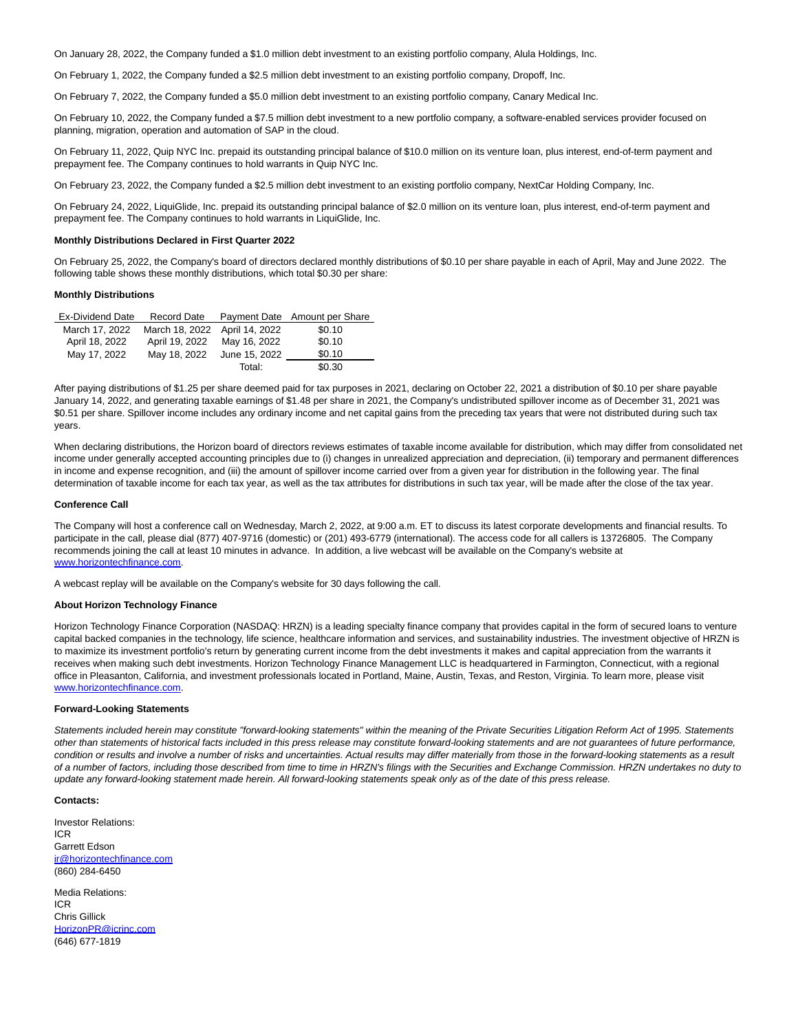On January 28, 2022, the Company funded a $1.0 million debt investment to an existing portfolio company, Alula Holdings, Inc.

On February 1, 2022, the Company funded a $2.5 million debt investment to an existing portfolio company, Dropoff, Inc.

On February 7, 2022, the Company funded a $5.0 million debt investment to an existing portfolio company, Canary Medical Inc.

On February 10, 2022, the Company funded a $7.5 million debt investment to a new portfolio company, a software-enabled services provider focused on planning, migration, operation and automation of SAP in the cloud.

On February 11, 2022, Quip NYC Inc. prepaid its outstanding principal balance of $10.0 million on its venture loan, plus interest, end-of-term payment and prepayment fee. The Company continues to hold warrants in Quip NYC Inc.

On February 23, 2022, the Company funded a $2.5 million debt investment to an existing portfolio company, NextCar Holding Company, Inc.

On February 24, 2022, LiquiGlide, Inc. prepaid its outstanding principal balance of $2.0 million on its venture loan, plus interest, end-of-term payment and prepayment fee. The Company continues to hold warrants in LiquiGlide, Inc.

**Monthly Distributions Declared in First Quarter 2022**

On February 25, 2022, the Company's board of directors declared monthly distributions of $0.10 per share payable in each of April, May and June 2022. The following table shows these monthly distributions, which total $0.30 per share:

**Monthly Distributions**

| Ex-Dividend Date | Record Date | Payment Date | Amount per Share |
|---|---|---|---|
| March 17, 2022 | March 18, 2022 | April 14, 2022 | $0.10 |
| April 18, 2022 | April 19, 2022 | May 16, 2022 | $0.10 |
| May 17, 2022 | May 18, 2022 | June 15, 2022 | $0.10 |
| | | Total: | $0.30 |

After paying distributions of $1.25 per share deemed paid for tax purposes in 2021, declaring on October 22, 2021 a distribution of $0.10 per share payable January 14, 2022, and generating taxable earnings of $1.48 per share in 2021, the Company's undistributed spillover income as of December 31, 2021 was $0.51 per share. Spillover income includes any ordinary income and net capital gains from the preceding tax years that were not distributed during such tax years.

When declaring distributions, the Horizon board of directors reviews estimates of taxable income available for distribution, which may differ from consolidated net income under generally accepted accounting principles due to (i) changes in unrealized appreciation and depreciation, (ii) temporary and permanent differences in income and expense recognition, and (iii) the amount of spillover income carried over from a given year for distribution in the following year. The final determination of taxable income for each tax year, as well as the tax attributes for distributions in such tax year, will be made after the close of the tax year.

**Conference Call**

The Company will host a conference call on Wednesday, March 2, 2022, at 9:00 a.m. ET to discuss its latest corporate developments and financial results. To participate in the call, please dial (877) 407-9716 (domestic) or (201) 493-6779 (international). The access code for all callers is 13726805. The Company recommends joining the call at least 10 minutes in advance. In addition, a live webcast will be available on the Company's website at www.horizontechfinance.com.

A webcast replay will be available on the Company's website for 30 days following the call.

**About Horizon Technology Finance**

Horizon Technology Finance Corporation (NASDAQ: HRZN) is a leading specialty finance company that provides capital in the form of secured loans to venture capital backed companies in the technology, life science, healthcare information and services, and sustainability industries. The investment objective of HRZN is to maximize its investment portfolio's return by generating current income from the debt investments it makes and capital appreciation from the warrants it receives when making such debt investments. Horizon Technology Finance Management LLC is headquartered in Farmington, Connecticut, with a regional office in Pleasanton, California, and investment professionals located in Portland, Maine, Austin, Texas, and Reston, Virginia. To learn more, please visit www.horizontechfinance.com.

**Forward-Looking Statements**

*Statements included herein may constitute "forward-looking statements" within the meaning of the Private Securities Litigation Reform Act of 1995. Statements other than statements of historical facts included in this press release may constitute forward-looking statements and are not guarantees of future performance, condition or results and involve a number of risks and uncertainties. Actual results may differ materially from those in the forward-looking statements as a result of a number of factors, including those described from time to time in HRZN's filings with the Securities and Exchange Commission. HRZN undertakes no duty to update any forward-looking statement made herein. All forward-looking statements speak only as of the date of this press release.*

**Contacts:**

Investor Relations:
ICR
Garrett Edson
ir@horizontechfinance.com
(860) 284-6450

Media Relations:
ICR
Chris Gillick
HorizonPR@icrinc.com
(646) 677-1819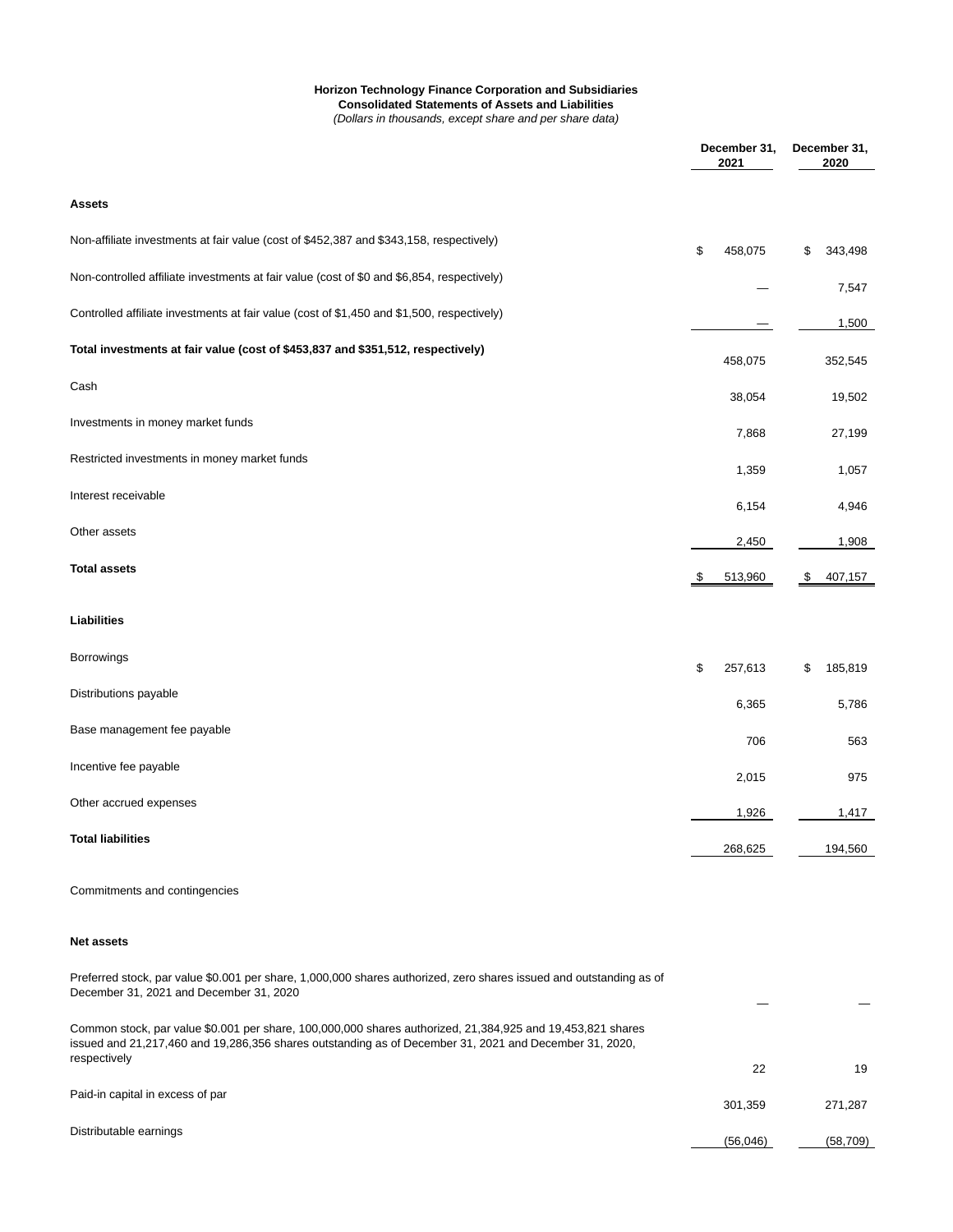**Horizon Technology Finance Corporation and Subsidiaries**
**Consolidated Statements of Assets and Liabilities**
*(Dollars in thousands, except share and per share data)*

| | December 31, 2021 | December 31, 2020 |
|---|---|---|
| **Assets** | | |
| Non-affiliate investments at fair value (cost of $452,387 and $343,158, respectively) | $ 458,075 | $ 343,498 |
| Non-controlled affiliate investments at fair value (cost of $0 and $6,854, respectively) | — | 7,547 |
| Controlled affiliate investments at fair value (cost of $1,450 and $1,500, respectively) | — | 1,500 |
| **Total investments at fair value (cost of $453,837 and $351,512, respectively)** | 458,075 | 352,545 |
| Cash | 38,054 | 19,502 |
| Investments in money market funds | 7,868 | 27,199 |
| Restricted investments in money market funds | 1,359 | 1,057 |
| Interest receivable | 6,154 | 4,946 |
| Other assets | 2,450 | 1,908 |
| **Total assets** | $ 513,960 | $ 407,157 |
| **Liabilities** | | |
| Borrowings | $ 257,613 | $ 185,819 |
| Distributions payable | 6,365 | 5,786 |
| Base management fee payable | 706 | 563 |
| Incentive fee payable | 2,015 | 975 |
| Other accrued expenses | 1,926 | 1,417 |
| **Total liabilities** | 268,625 | 194,560 |
| Commitments and contingencies | | |
| **Net assets** | | |
| Preferred stock, par value $0.001 per share, 1,000,000 shares authorized, zero shares issued and outstanding as of December 31, 2021 and December 31, 2020 | — | — |
| Common stock, par value $0.001 per share, 100,000,000 shares authorized, 21,384,925 and 19,453,821 shares issued and 21,217,460 and 19,286,356 shares outstanding as of December 31, 2021 and December 31, 2020, respectively | 22 | 19 |
| Paid-in capital in excess of par | 301,359 | 271,287 |
| Distributable earnings | (56,046) | (58,709) |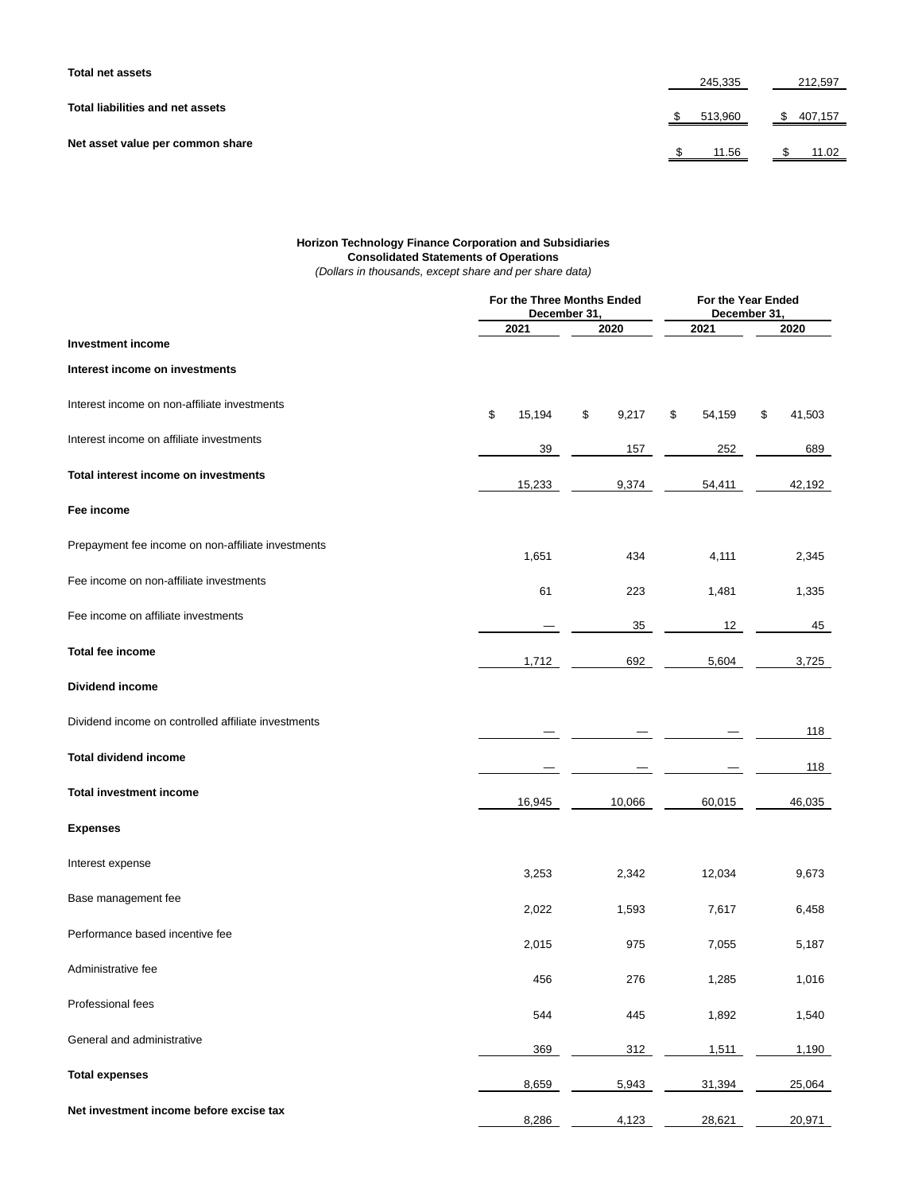| | | |
|---|---|---|
| **Total net assets** | 245,335 | 212,597 |
| **Total liabilities and net assets** | $ 513,960 | $ 407,157 |
| **Net asset value per common share** | $ 11.56 | $ 11.02 |

**Horizon Technology Finance Corporation and Subsidiaries**
**Consolidated Statements of Operations**
*(Dollars in thousands, except share and per share data)*

| | For the Three Months Ended December 31, | | For the Year Ended December 31, | |
|---|---|---|---|---|
| | 2021 | 2020 | 2021 | 2020 |
| **Investment income** | | | | |
| **Interest income on investments** | | | | |
| Interest income on non-affiliate investments | $ 15,194 | $ 9,217 | $ 54,159 | $ 41,503 |
| Interest income on affiliate investments | 39 | 157 | 252 | 689 |
| **Total interest income on investments** | 15,233 | 9,374 | 54,411 | 42,192 |
| **Fee income** | | | | |
| Prepayment fee income on non-affiliate investments | 1,651 | 434 | 4,111 | 2,345 |
| Fee income on non-affiliate investments | 61 | 223 | 1,481 | 1,335 |
| Fee income on affiliate investments | — | 35 | 12 | 45 |
| **Total fee income** | 1,712 | 692 | 5,604 | 3,725 |
| **Dividend income** | | | | |
| Dividend income on controlled affiliate investments | — | — | — | 118 |
| **Total dividend income** | — | — | — | 118 |
| **Total investment income** | 16,945 | 10,066 | 60,015 | 46,035 |
| **Expenses** | | | | |
| Interest expense | 3,253 | 2,342 | 12,034 | 9,673 |
| Base management fee | 2,022 | 1,593 | 7,617 | 6,458 |
| Performance based incentive fee | 2,015 | 975 | 7,055 | 5,187 |
| Administrative fee | 456 | 276 | 1,285 | 1,016 |
| Professional fees | 544 | 445 | 1,892 | 1,540 |
| General and administrative | 369 | 312 | 1,511 | 1,190 |
| **Total expenses** | 8,659 | 5,943 | 31,394 | 25,064 |
| **Net investment income before excise tax** | 8,286 | 4,123 | 28,621 | 20,971 |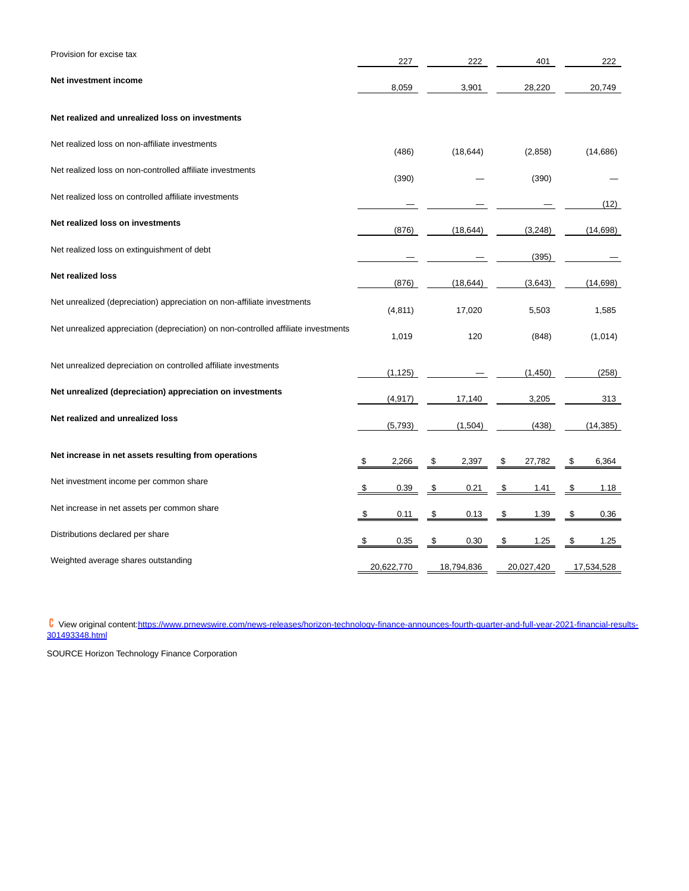| | | | | |
|---|---|---|---|---|
| Provision for excise tax | 227 | 222 | 401 | 222 |
| **Net investment income** | 8,059 | 3,901 | 28,220 | 20,749 |
| **Net realized and unrealized loss on investments** | | | | |
| Net realized loss on non-affiliate investments | (486) | (18,644) | (2,858) | (14,686) |
| Net realized loss on non-controlled affiliate investments | (390) | — | (390) | — |
| Net realized loss on controlled affiliate investments | — | — | — | (12) |
| **Net realized loss on investments** | (876) | (18,644) | (3,248) | (14,698) |
| Net realized loss on extinguishment of debt | — | — | (395) | — |
| **Net realized loss** | (876) | (18,644) | (3,643) | (14,698) |
| Net unrealized (depreciation) appreciation on non-affiliate investments | (4,811) | 17,020 | 5,503 | 1,585 |
| Net unrealized appreciation (depreciation) on non-controlled affiliate investments | 1,019 | 120 | (848) | (1,014) |
| Net unrealized depreciation on controlled affiliate investments | (1,125) | — | (1,450) | (258) |
| **Net unrealized (depreciation) appreciation on investments** | (4,917) | 17,140 | 3,205 | 313 |
| **Net realized and unrealized loss** | (5,793) | (1,504) | (438) | (14,385) |
| **Net increase in net assets resulting from operations** | $ 2,266 | $ 2,397 | $ 27,782 | $ 6,364 |
| Net investment income per common share | $ 0.39 | $ 0.21 | $ 1.41 | $ 1.18 |
| Net increase in net assets per common share | $ 0.11 | $ 0.13 | $ 1.39 | $ 0.36 |
| Distributions declared per share | $ 0.35 | $ 0.30 | $ 1.25 | $ 1.25 |
| Weighted average shares outstanding | 20,622,770 | 18,794,836 | 20,027,420 | 17,534,528 |

View original content:https://www.prnewswire.com/news-releases/horizon-technology-finance-announces-fourth-quarter-and-full-year-2021-financial-results-301493348.html

SOURCE Horizon Technology Finance Corporation